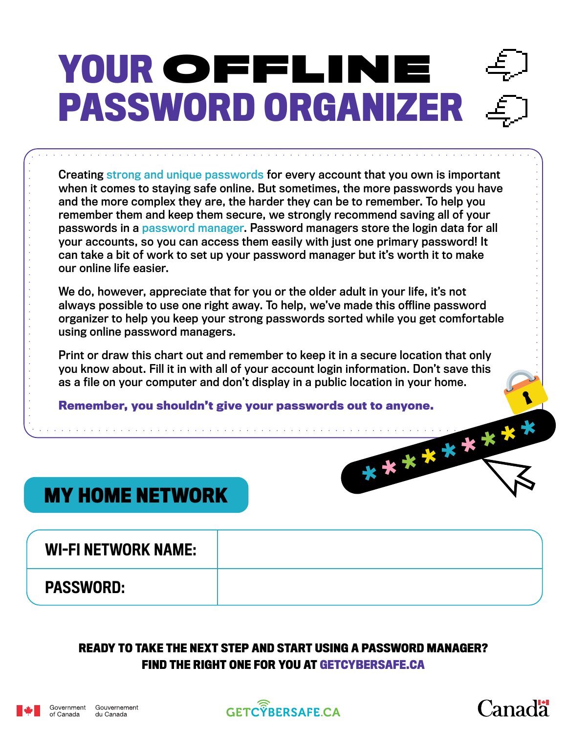# YOUR OFFLINE PASSWORD ORGANIZER

Creating strong and unique passwords for every account that you own is important when it comes to staying safe online. But sometimes, the more passwords you have and the more complex they are, the harder they can be to remember. To help you remember them and keep them secure, we strongly recommend saving all of your passwords in a password manager. Password managers store the login data for all your accounts, so you can access them easily with just one primary password! It can take a bit of work to set up your password manager but it's worth it to make our online life easier.

We do, however, appreciate that for you or the older adult in your life, it's not always possible to use one right away. To help, we've made this offline password organizer to help you keep your strong passwords sorted while you get comfortable using online password managers.

Print or draw this chart out and remember to keep it in a secure location that only you know about. Fill it in with all of your account login information. Don't save this as a file on your computer and don't display in a public location in your home.

**Remember, you shouldn't give your passwords out to anyone.**

## MY HOME NETWORK

| | |
|---|---|
| **WI-FI NETWORK NAME:** | |
| **PASSWORD:** | |

**READY TO TAKE THE NEXT STEP AND START USING A PASSWORD MANAGER? FIND THE RIGHT ONE FOR YOU AT GETCYBERSAFE.CA**

Government of Canada / Gouvernement du Canada

GETCYBERSAFE.CA

Canada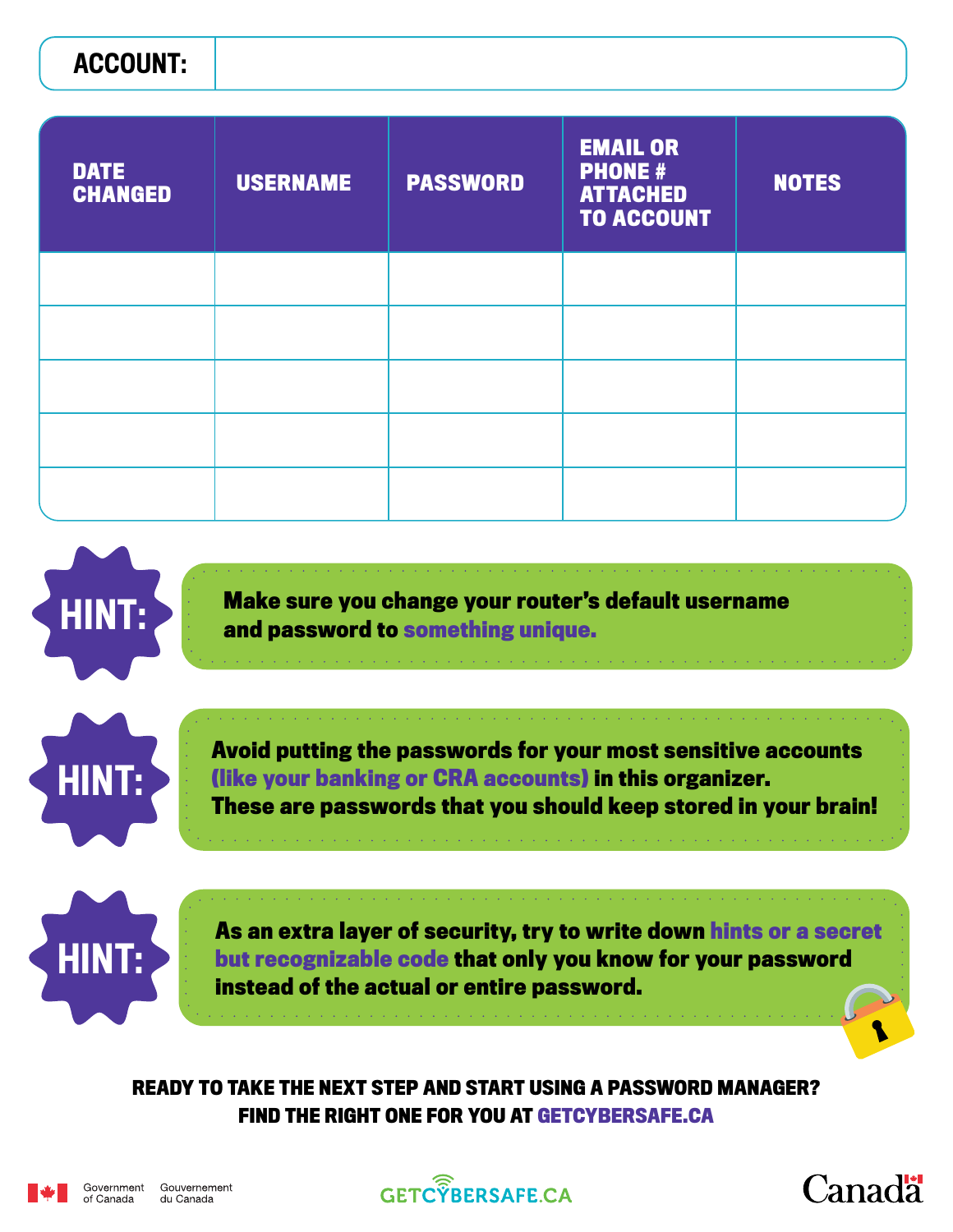**ACCOUNT:**

| DATE CHANGED | USERNAME | PASSWORD | EMAIL OR PHONE # ATTACHED TO ACCOUNT | NOTES |
| --- | --- | --- | --- | --- |
| | | | | |
| | | | | |
| | | | | |
| | | | | |
| | | | | |

**HINT:** Make sure you change your router's default username and password to **something unique.**

**HINT:** Avoid putting the passwords for your most sensitive accounts **(like your banking or CRA accounts)** in this organizer. These are passwords that you should keep stored in your brain!

**HINT:** As an extra layer of security, try to write down **hints or a secret but recognizable code** that only you know for your password instead of the actual or entire password.

**READY TO TAKE THE NEXT STEP AND START USING A PASSWORD MANAGER? FIND THE RIGHT ONE FOR YOU AT GETCYBERSAFE.CA**

Government of Canada Gouvernement du Canada

GETCYBERSAFE.CA

Canada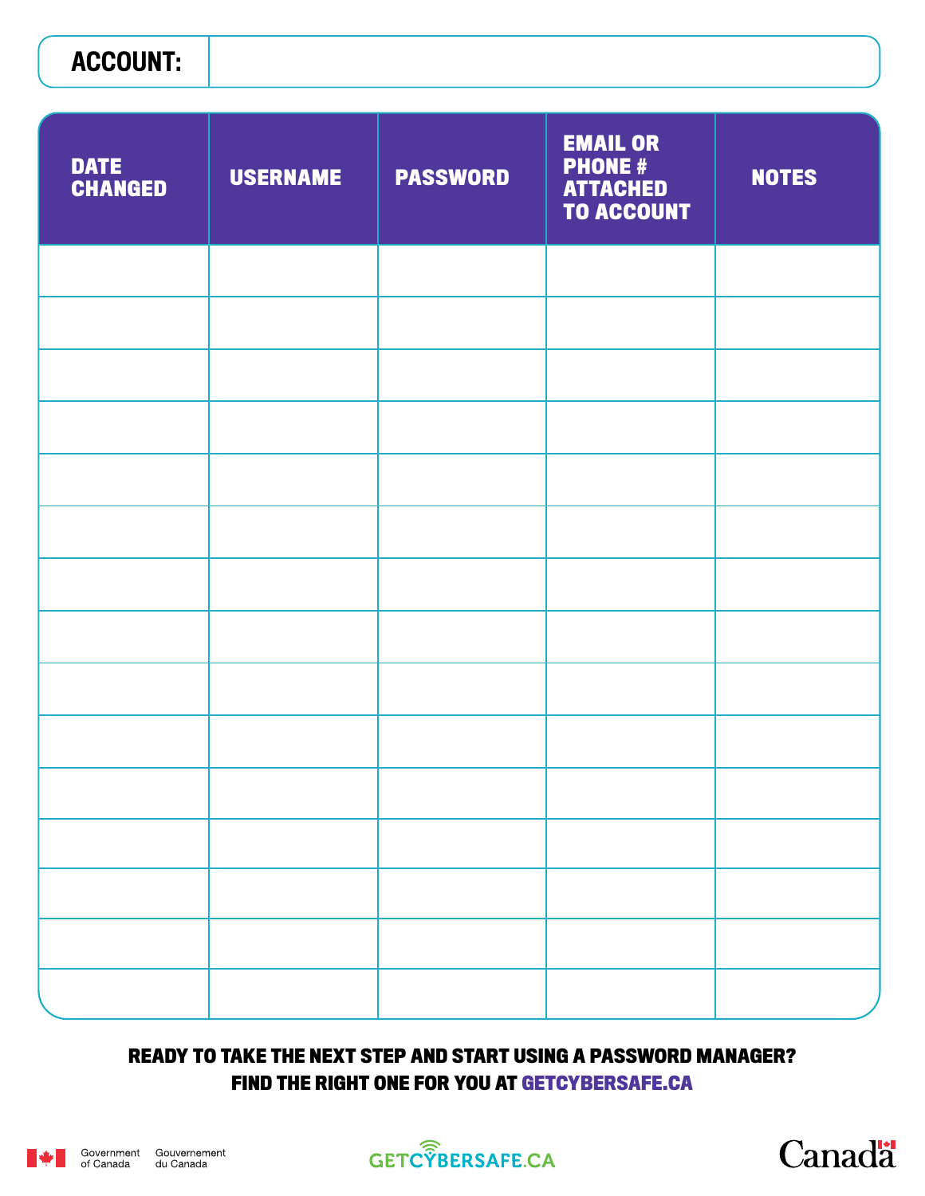| ACCOUNT: | |
|---|---|

| DATE CHANGED | USERNAME | PASSWORD | EMAIL OR PHONE # ATTACHED TO ACCOUNT | NOTES |
|---|---|---|---|---|
| | | | | |
| | | | | |
| | | | | |
| | | | | |
| | | | | |
| | | | | |
| | | | | |
| | | | | |
| | | | | |
| | | | | |
| | | | | |
| | | | | |
| | | | | |
| | | | | |
| | | | | |

**READY TO TAKE THE NEXT STEP AND START USING A PASSWORD MANAGER?**
**FIND THE RIGHT ONE FOR YOU AT GETCYBERSAFE.CA**

Government of Canada Gouvernement du Canada

GETCYBERSAFE.CA

Canada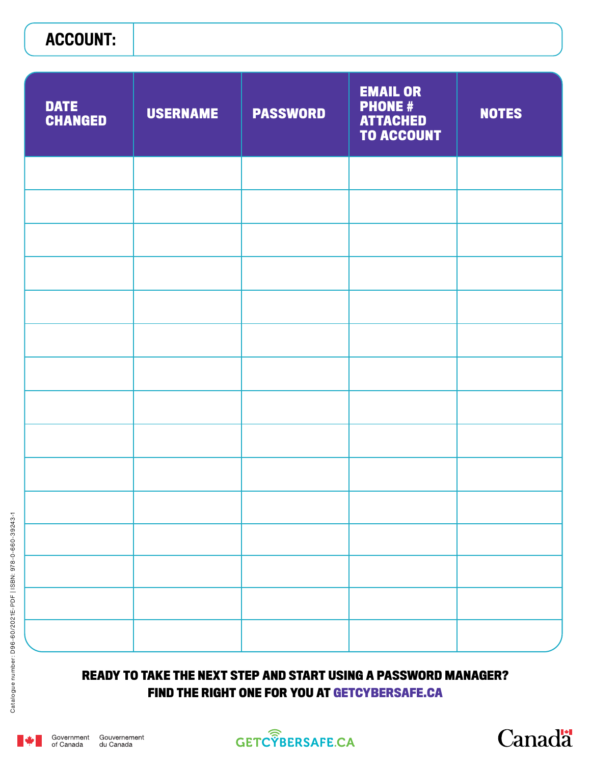**ACCOUNT:**

| DATE CHANGED | USERNAME | PASSWORD | EMAIL OR PHONE # ATTACHED TO ACCOUNT | NOTES |
|---|---|---|---|---|
| | | | | |
| | | | | |
| | | | | |
| | | | | |
| | | | | |
| | | | | |
| | | | | |
| | | | | |
| | | | | |
| | | | | |
| | | | | |
| | | | | |
| | | | | |
| | | | | |
| | | | | |

**READY TO TAKE THE NEXT STEP AND START USING A PASSWORD MANAGER? FIND THE RIGHT ONE FOR YOU AT GETCYBERSAFE.CA**

Catalogue number: D96-60/2021E-PDF | ISBN: 978-0-660-39243-1

Government of Canada Gouvernement du Canada

GETCYBERSAFE.CA

Canada